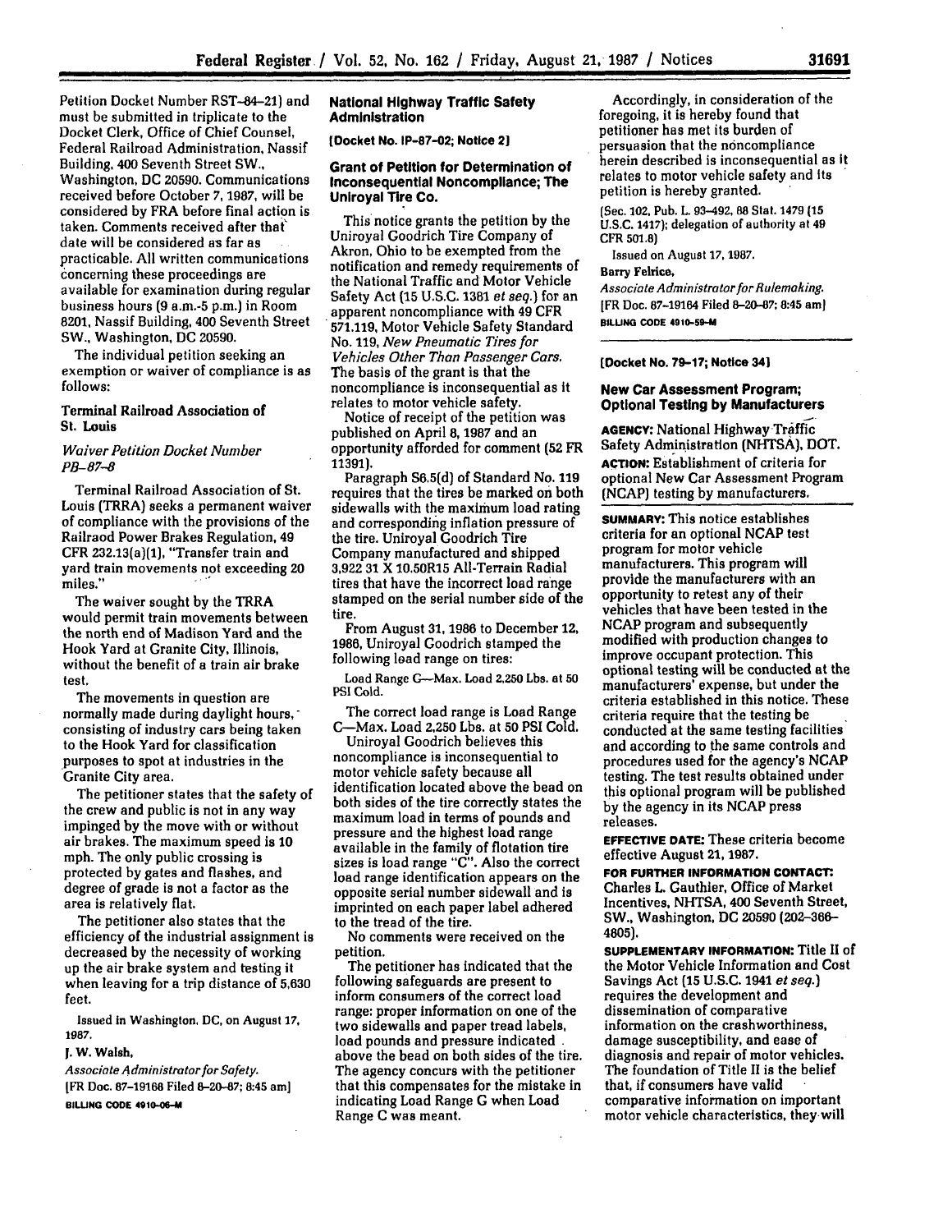Petition Docket Number RST-84-21) and must be submitted in triplicate to the Docket Clerk, Office of Chief Counsel, Federal Railroad Administration, Nassif Building, 400 Seventh Street SW., Washington, DC 20590. Communications received before October 7, 1987, will be considered by FRA before final action is taken. Comments received after that date will be considered as far as practicable. All written communications concerning these proceedings are available for examination during regular business hours (9 a.m.-5 p.m.) in Room 8201, Nassif Building, 400 Seventh Street SW., Washington, DC 20590.

The individual petition seeking an exemption or waiver of compliance is as follows:

**Terminal Railroad Association of St. Louis**

*Waiver Petition Docket Number PB-87-8*

Terminal Railroad Association of St. Louis (TRRA) seeks a permanent waiver of compliance with the provisions of the Railraod Power Brakes Regulation, 49 CFR 232.13(a)(1), "Transfer train and yard train movements not exceeding 20 miles."

The waiver sought by the TRRA would permit train movements between the north end of Madison Yard and the Hook Yard at Granite City, Illinois, without the benefit of a train air brake test.

The movements in question are normally made during daylight hours, consisting of industry cars being taken to the Hook Yard for classification purposes to spot at industries in the Granite City area.

The petitioner states that the safety of the crew and public is not in any way impinged by the move with or without air brakes. The maximum speed is 10 mph. The only public crossing is protected by gates and flashes, and degree of grade is not a factor as the area is relatively flat.

The petitioner also states that the efficiency of the industrial assignment is decreased by the necessity of working up the air brake system and testing it when leaving for a trip distance of 5,630 feet.

Issued in Washington, DC, on August 17, 1987.

**J. W. Walsh,**

*Associate Administrator for Safety.*

[FR Doc. 87-19166 Filed 8-20-87; 8:45 am]

BILLING CODE 4910-06-M

## National Highway Traffic Safety Administration

**[Docket No. IP-87-02; Notice 2]**

### Grant of Petition for Determination of Inconsequential Noncompliance; The Uniroyal Tire Co.

This notice grants the petition by the Uniroyal Goodrich Tire Company of Akron, Ohio to be exempted from the notification and remedy requirements of the National Traffic and Motor Vehicle Safety Act (15 U.S.C. 1381 *et seq.*) for an apparent noncompliance with 49 CFR 571.119, Motor Vehicle Safety Standard No. 119, *New Pneumatic Tires for Vehicles Other Than Passenger Cars.* The basis of the grant is that the noncompliance is inconsequential as it relates to motor vehicle safety.

Notice of receipt of the petition was published on April 8, 1987 and an opportunity afforded for comment (52 FR 11391).

Paragraph S6.5(d) of Standard No. 119 requires that the tires be marked on both sidewalls with the maximum load rating and corresponding inflation pressure of the tire. Uniroyal Goodrich Tire Company manufactured and shipped 3,922 31 X 10.50R15 All-Terrain Radial tires that have the incorrect load range stamped on the serial number side of the tire.

From August 31, 1986 to December 12, 1986, Uniroyal Goodrich stamped the following load range on tires:

Load Range G—Max. Load 2,250 Lbs. at 50 PSI Cold.

The correct load range is Load Range C—Max. Load 2,250 Lbs. at 50 PSI Cold.

Uniroyal Goodrich believes this noncompliance is inconsequential to motor vehicle safety because all identification located above the bead on both sides of the tire correctly states the maximum load in terms of pounds and pressure and the highest load range available in the family of flotation tire sizes is load range "C". Also the correct load range identification appears on the opposite serial number sidewall and is imprinted on each paper label adhered to the tread of the tire.

No comments were received on the petition.

The petitioner has indicated that the following safeguards are present to inform consumers of the correct load range: proper information on one of the two sidewalls and paper tread labels, load pounds and pressure indicated above the bead on both sides of the tire. The agency concurs with the petitioner that this compensates for the mistake in indicating Load Range G when Load Range C was meant.

Accordingly, in consideration of the foregoing, it is hereby found that petitioner has met its burden of persuasion that the noncompliance herein described is inconsequential as it relates to motor vehicle safety and its petition is hereby granted.

(Sec. 102, Pub. L. 93-492, 88 Stat. 1479 (15 U.S.C. 1417); delegation of authority at 49 CFR 501.8)

Issued on August 17, 1987.

**Barry Felrice,**

*Associate Administrator for Rulemaking.*

[FR Doc. 87-19164 Filed 8-20-87; 8:45 am]

BILLING CODE 4910-59-M

**[Docket No. 79-17; Notice 34]**

### New Car Assessment Program; Optional Testing by Manufacturers

**AGENCY:** National Highway Traffic Safety Administration (NHTSA), DOT.

**ACTION:** Establishment of criteria for optional New Car Assessment Program (NCAP) testing by manufacturers.

**SUMMARY:** This notice establishes criteria for an optional NCAP test program for motor vehicle manufacturers. This program will provide the manufacturers with an opportunity to retest any of their vehicles that have been tested in the NCAP program and subsequently modified with production changes to improve occupant protection. This optional testing will be conducted at the manufacturers' expense, but under the criteria established in this notice. These criteria require that the testing be conducted at the same testing facilities and according to the same controls and procedures used for the agency's NCAP testing. The test results obtained under this optional program will be published by the agency in its NCAP press releases.

**EFFECTIVE DATE:** These criteria become effective August 21, 1987.

**FOR FURTHER INFORMATION CONTACT:** Charles L. Gauthier, Office of Market Incentives, NHTSA, 400 Seventh Street, SW., Washington, DC 20590 (202-366-4805).

**SUPPLEMENTARY INFORMATION:** Title II of the Motor Vehicle Information and Cost Savings Act (15 U.S.C. 1941 *et seq.*) requires the development and dissemination of comparative information on the crashworthiness, damage susceptibility, and ease of diagnosis and repair of motor vehicles. The foundation of Title II is the belief that, if consumers have valid comparative information on important motor vehicle characteristics, they will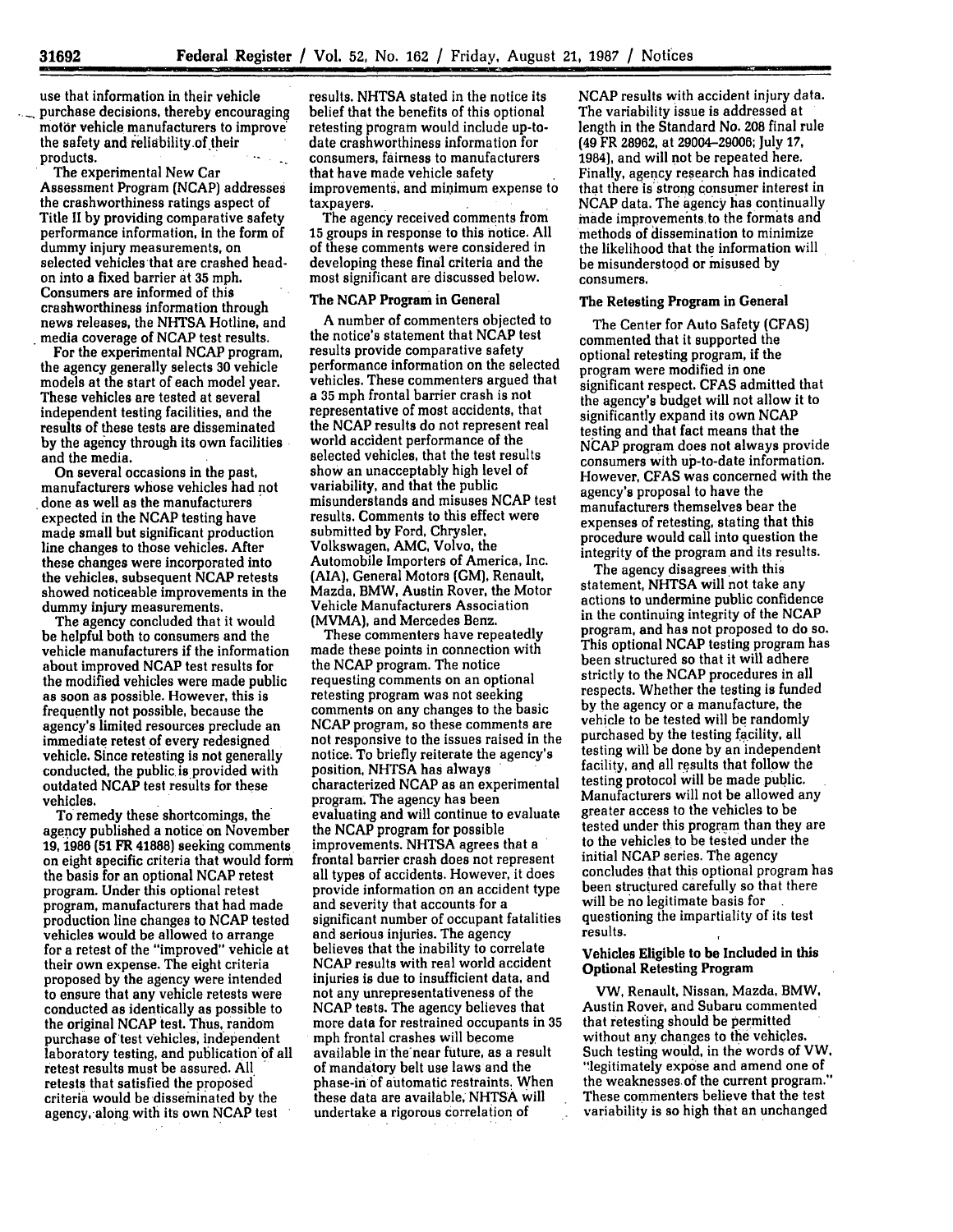use that information in their vehicle purchase decisions, thereby encouraging motor vehicle manufacturers to improve the safety and reliability of their products.

The experimental New Car Assessment Program (NCAP) addresses the crashworthiness ratings aspect of Title II by providing comparative safety performance information, in the form of dummy injury measurements, on selected vehicles that are crashed head-on into a fixed barrier at 35 mph. Consumers are informed of this crashworthiness information through news releases, the NHTSA Hotline, and media coverage of NCAP test results.

For the experimental NCAP program, the agency generally selects 30 vehicle models at the start of each model year. These vehicles are tested at several independent testing facilities, and the results of these tests are disseminated by the agency through its own facilities and the media.

On several occasions in the past, manufacturers whose vehicles had not done as well as the manufacturers expected in the NCAP testing have made small but significant production line changes to those vehicles. After these changes were incorporated into the vehicles, subsequent NCAP retests showed noticeable improvements in the dummy injury measurements.

The agency concluded that it would be helpful both to consumers and the vehicle manufacturers if the information about improved NCAP test results for the modified vehicles were made public as soon as possible. However, this is frequently not possible, because the agency's limited resources preclude an immediate retest of every redesigned vehicle. Since retesting is not generally conducted, the public is provided with outdated NCAP test results for these vehicles.

To remedy these shortcomings, the agency published a notice on November 19, 1986 (51 FR 41888) seeking comments on eight specific criteria that would form the basis for an optional NCAP retest program. Under this optional retest program, manufacturers that had made production line changes to NCAP tested vehicles would be allowed to arrange for a retest of the "improved" vehicle at their own expense. The eight criteria proposed by the agency were intended to ensure that any vehicle retests were conducted as identically as possible to the original NCAP test. Thus, random purchase of test vehicles, independent laboratory testing, and publication of all retest results must be assured. All retests that satisfied the proposed criteria would be disseminated by the agency, along with its own NCAP test results. NHTSA stated in the notice its belief that the benefits of this optional retesting program would include up-to-date crashworthiness information for consumers, fairness to manufacturers that have made vehicle safety improvements, and minimum expense to taxpayers.

The agency received comments from 15 groups in response to this notice. All of these comments were considered in developing these final criteria and the most significant are discussed below.

### The NCAP Program in General

A number of commenters objected to the notice's statement that NCAP test results provide comparative safety performance information on the selected vehicles. These commenters argued that a 35 mph frontal barrier crash is not representative of most accidents, that the NCAP results do not represent real world accident performance of the selected vehicles, that the test results show an unacceptably high level of variability, and that the public misunderstands and misuses NCAP test results. Comments to this effect were submitted by Ford, Chrysler, Volkswagen, AMC, Volvo, the Automobile Importers of America, Inc. (AIA), General Motors (GM), Renault, Mazda, BMW, Austin Rover, the Motor Vehicle Manufacturers Association (MVMA), and Mercedes Benz.

These commenters have repeatedly made these points in connection with the NCAP program. The notice requesting comments on an optional retesting program was not seeking comments on any changes to the basic NCAP program, so these comments are not responsive to the issues raised in the notice. To briefly reiterate the agency's position, NHTSA has always characterized NCAP as an experimental program. The agency has been evaluating and will continue to evaluate the NCAP program for possible improvements. NHTSA agrees that a frontal barrier crash does not represent all types of accidents. However, it does provide information on an accident type and severity that accounts for a significant number of occupant fatalities and serious injuries. The agency believes that the inability to correlate NCAP results with real world accident injuries is due to insufficient data, and not any unrepresentativeness of the NCAP tests. The agency believes that more data for restrained occupants in 35 mph frontal crashes will become available in the near future, as a result of mandatory belt use laws and the phase-in of automatic restraints. When these data are available, NHTSA will undertake a rigorous correlation of NCAP results with accident injury data. The variability issue is addressed at length in the Standard No. 208 final rule (49 FR 28962, at 29004–29006; July 17, 1984), and will not be repeated here. Finally, agency research has indicated that there is strong consumer interest in NCAP data. The agency has continually made improvements to the formats and methods of dissemination to minimize the likelihood that the information will be misunderstood or misused by consumers.

### The Retesting Program in General

The Center for Auto Safety (CFAS) commented that it supported the optional retesting program, if the program were modified in one significant respect. CFAS admitted that the agency's budget will not allow it to significantly expand its own NCAP testing and that fact means that the NCAP program does not always provide consumers with up-to-date information. However, CFAS was concerned with the agency's proposal to have the manufacturers themselves bear the expenses of retesting, stating that this procedure would call into question the integrity of the program and its results.

The agency disagrees with this statement. NHTSA will not take any actions to undermine public confidence in the continuing integrity of the NCAP program, and has not proposed to do so. This optional NCAP testing program has been structured so that it will adhere strictly to the NCAP procedures in all respects. Whether the testing is funded by the agency or a manufacture, the vehicle to be tested will be randomly purchased by the testing facility, all testing will be done by an independent facility, and all results that follow the testing protocol will be made public. Manufacturers will not be allowed any greater access to the vehicles to be tested under this program than they are to the vehicles to be tested under the initial NCAP series. The agency concludes that this optional program has been structured carefully so that there will be no legitimate basis for questioning the impartiality of its test results.

### Vehicles Eligible to be Included in this Optional Retesting Program

VW, Renault, Nissan, Mazda, BMW, Austin Rover, and Subaru commented that retesting should be permitted without any changes to the vehicles. Such testing would, in the words of VW, "legitimately expose and amend one of the weaknesses of the current program." These commenters believe that the test variability is so high that an unchanged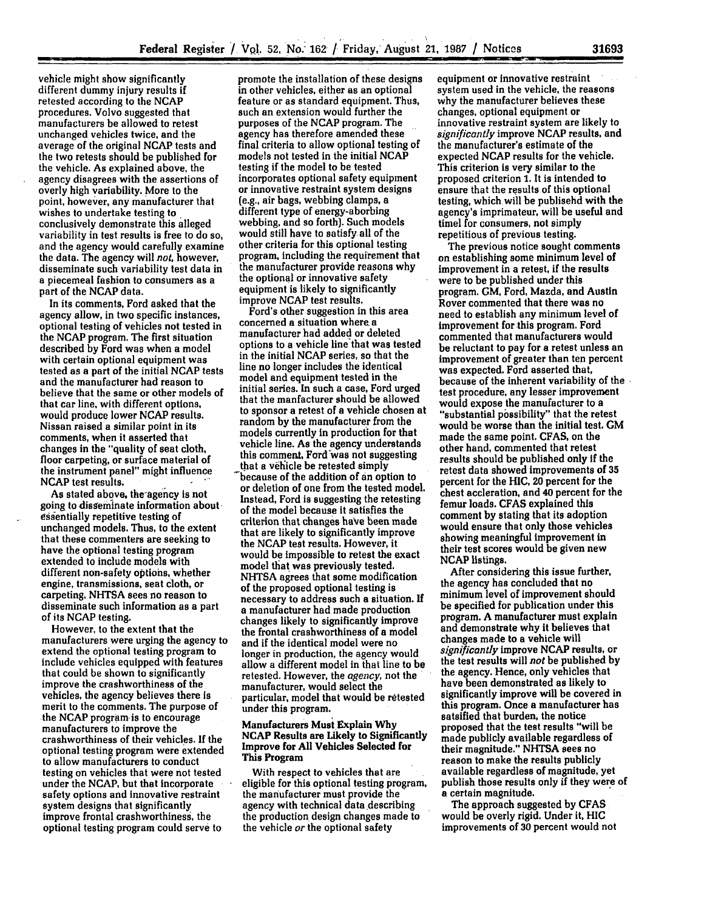vehicle might show significantly different dummy injury results if retested according to the NCAP procedures. Volvo suggested that manufacturers be allowed to retest unchanged vehicles twice, and the average of the original NCAP tests and the two retests should be published for the vehicle. As explained above, the agency disagrees with the assertions of overly high variability. More to the point, however, any manufacturer that wishes to undertake testing to conclusively demonstrate this alleged variability in test results is free to do so, and the agency would carefully examine the data. The agency will *not*, however, disseminate such variability test data in a piecemeal fashion to consumers as a part of the NCAP data.

In its comments, Ford asked that the agency allow, in two specific instances, optional testing of vehicles not tested in the NCAP program. The first situation described by Ford was when a model with certain optional equipment was tested as a part of the initial NCAP tests and the manufacturer had reason to believe that the same or other models of that car line, with different options, would produce lower NCAP results. Nissan raised a similar point in its comments, when it asserted that changes in the "quality of seat cloth, floor carpeting, or surface material of the instrument panel" might influence NCAP test results.

As stated above, the agency is not going to disseminate information about essentially repetitive testing of unchanged models. Thus, to the extent that these commenters are seeking to have the optional testing program extended to include models with different non-safety options, whether engine, transmissions, seat cloth, or carpeting, NHTSA sees no reason to disseminate such information as a part of its NCAP testing.

However, to the extent that the manufacturers were urging the agency to extend the optional testing program to include vehicles equipped with features that could be shown to significantly improve the crashworthiness of the vehicles, the agency believes there is merit to the comments. The purpose of the NCAP program is to encourage manufacturers to improve the crashworthiness of their vehicles. If the optional testing program were extended to allow manufacturers to conduct testing on vehicles that were not tested under the NCAP, but that incorporate safety options and innovative restraint system designs that significantly improve frontal crashworthiness, the optional testing program could serve to promote the installation of these designs in other vehicles, either as an optional feature or as standard equipment. Thus, such an extension would further the purposes of the NCAP program. The agency has therefore amended these final criteria to allow optional testing of models not tested in the initial NCAP testing if the model to be tested incorporates optional safety equipment or innovative restraint system designs (e.g., air bags, webbing clamps, a different type of energy-aborbing webbing, and so forth). Such models would still have to satisfy all of the other criteria for this optional testing program, including the requirement that the manufacturer provide reasons why the optional or innovative safety equipment is likely to significantly improve NCAP test results.

Ford's other suggestion in this area concerned a situation where a manufacturer had added or deleted options to a vehicle line that was tested in the initial NCAP series, so that the line no longer includes the identical model and equipment tested in the initial series. In such a case, Ford urged that the manfacturer should be allowed to sponsor a retest of a vehicle chosen at random by the manufacturer from the models currently in production for that vehicle line. As the agency understands this comment, Ford was not suggesting that a vehicle be retested simply because of the addition of an option to or deletion of one from the tested model. Instead, Ford is suggesting the retesting of the model because it satisfies the criterion that changes have been made that are likely to significantly improve the NCAP test results. However, it would be impossible to retest the exact model that was previously tested. NHTSA agrees that some modification of the proposed optional testing is necessary to address such a situation. If a manufacturer had made production changes likely to significantly improve the frontal crashworthiness of a model and if the identical model were no longer in production, the agency would allow a different model in that line to be retested. However, the *agency*, not the manufacturer, would select the particular, model that would be retested under this program.

### Manufacturers Must Explain Why NCAP Results are Likely to Significantly Improve for All Vehicles Selected for This Program

With respect to vehicles that are eligible for this optional testing program, the manufacturer must provide the agency with technical data describing the production design changes made to the vehicle *or* the optional safety equipment or innovative restraint system used in the vehicle, the reasons why the manufacturer believes these changes, optional equipment or innovative restraint system are likely to *significantly* improve NCAP results, and the manufacturer's estimate of the expected NCAP results for the vehicle. This criterion is very similar to the proposed criterion 1. It is intended to ensure that the results of this optional testing, which will be publisehd with the agency's imprimateur, will be useful and timel for consumers, not simply repetitious of previous testing.

The previous notice sought comments on establishing some minimum level of improvement in a retest, if the results were to be published under this program. GM, Ford, Mazda, and Austin Rover commented that there was no need to establish any minimum level of improvement for this program. Ford commented that manufacturers would be reluctant to pay for a retest unless an improvement of greater than ten percent was expected. Ford asserted that, because of the inherent variability of the test procedure, any lesser improvement would expose the manufacturer to a "substantial possibility" that the retest would be worse than the initial test. GM made the same point. CFAS, on the other hand, commented that retest results should be published only if the retest data showed improvements of 35 percent for the HIC, 20 percent for the chest accleration, and 40 percent for the femur loads. CFAS explained this comment by stating that its adoption would ensure that only those vehicles showing meaningful improvement in their test scores would be given new NCAP listings.

After considering this issue further, the agency has concluded that no minimum level of improvement should be specified for publication under this program. A manufacturer must explain and demonstrate why it believes that changes made to a vehicle will *significantly* improve NCAP results, or the test results will *not* be published by the agency. Hence, only vehicles that have been demonstrated as likely to significantly improve will be covered in this program. Once a manufacturer has satsified that burden, the notice proposed that the test results "will be made publicly available regardless of their magnitude." NHTSA sees no reason to make the results publicly available regardless of magnitude, yet publish those results only if they were of a certain magnitude.

The approach suggested by CFAS would be overly rigid. Under it, HIC improvements of 30 percent would not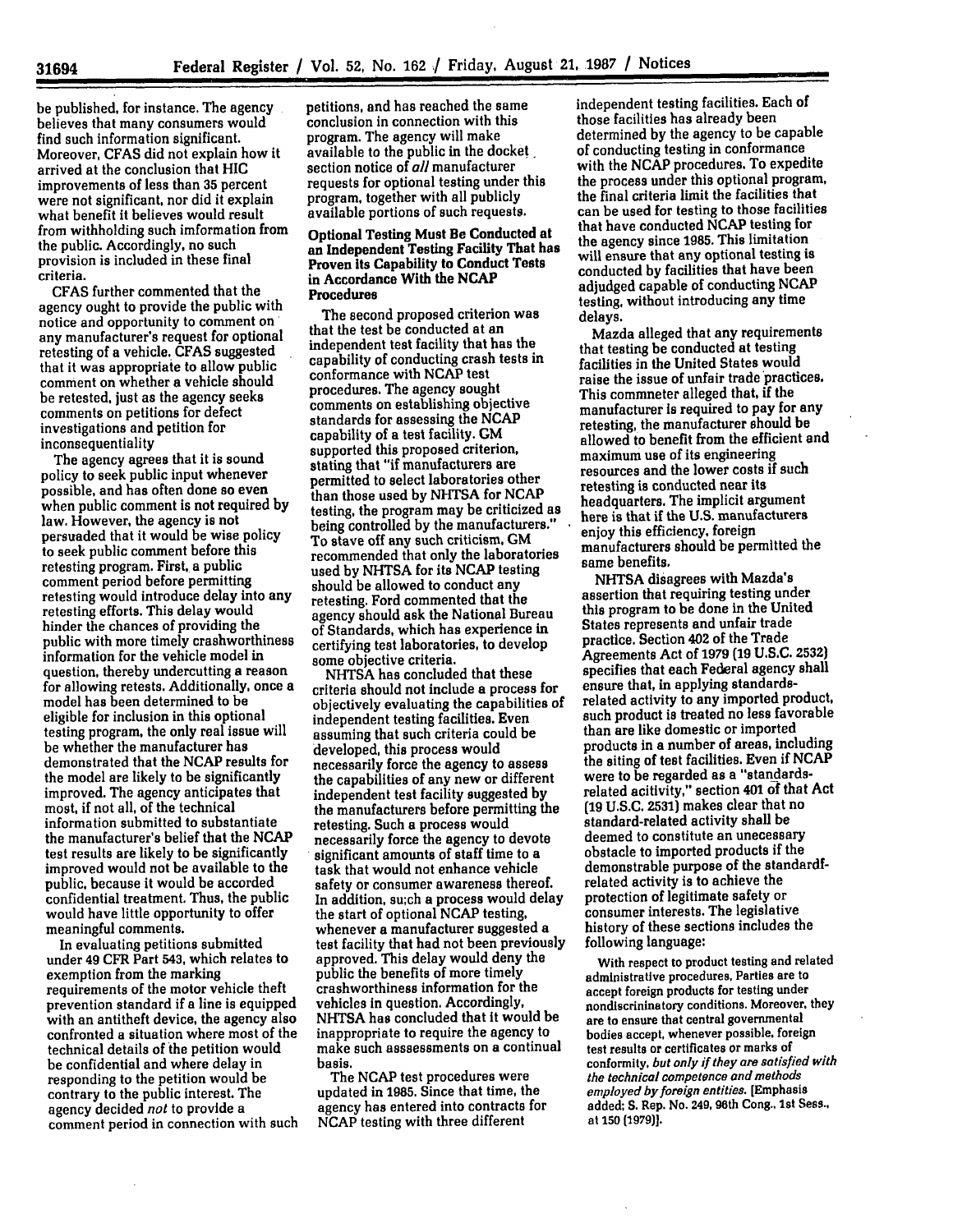be published, for instance. The agency believes that many consumers would find such information significant. Moreover, CFAS did not explain how it arrived at the conclusion that HIC improvements of less than 35 percent were not significant, nor did it explain what benefit it believes would result from withholding such imformation from the public. Accordingly, no such provision is included in these final criteria.

CFAS further commented that the agency ought to provide the public with notice and opportunity to comment on any manufacturer's request for optional retesting of a vehicle. CFAS suggested that it was appropriate to allow public comment on whether a vehicle should be retested, just as the agency seeks comments on petitions for defect investigations and petition for inconsequentiality

The agency agrees that it is sound policy to seek public input whenever possible, and has often done so even when public comment is not required by law. However, the agency is not persuaded that it would be wise policy to seek public comment before this retesting program. First, a public comment period before permitting retesting would introduce delay into any retesting efforts. This delay would hinder the chances of providing the public with more timely crashworthiness information for the vehicle model in question, thereby undercutting a reason for allowing retests. Additionally, once a model has been determined to be eligible for inclusion in this optional testing program, the only real issue will be whether the manufacturer has demonstrated that the NCAP results for the model are likely to be significantly improved. The agency anticipates that most, if not all, of the technical information submitted to substantiate the manufacturer's belief that the NCAP test results are likely to be significantly improved would not be available to the public, because it would be accorded confidential treatment. Thus, the public would have little opportunity to offer meaningful comments.

In evaluating petitions submitted under 49 CFR Part 543, which relates to exemption from the marking requirements of the motor vehicle theft prevention standard if a line is equipped with an antitheft device, the agency also confronted a situation where most of the technical details of the petition would be confidential and where delay in responding to the petition would be contrary to the public interest. The agency decided *not* to provide a comment period in connection with such petitions, and has reached the same conclusion in connection with this program. The agency will make available to the public in the docket section notice of *all* manufacturer requests for optional testing under this program, together with all publicly available portions of such requests.

**Optional Testing Must Be Conducted at an Independent Testing Facility That has Proven its Capability to Conduct Tests in Accordance With the NCAP Procedures**

The second proposed criterion was that the test be conducted at an independent test facility that has the capability of conducting crash tests in conformance with NCAP test procedures. The agency sought comments on establishing objective standards for assessing the NCAP capability of a test facility. GM supported this proposed criterion, stating that "if manufacturers are permitted to select laboratories other than those used by NHTSA for NCAP testing, the program may be criticized as being controlled by the manufacturers." To stave off any such criticism, GM recommended that only the laboratories used by NHTSA for its NCAP testing should be allowed to conduct any retesting. Ford commented that the agency should ask the National Bureau of Standards, which has experience in certifying test laboratories, to develop some objective criteria.

NHTSA has concluded that these criteria should not include a process for objectively evaluating the capabilities of independent testing facilities. Even assuming that such criteria could be developed, this process would necessarily force the agency to assess the capabilities of any new or different independent test facility suggested by the manufacturers before permitting the retesting. Such a process would necessarily force the agency to devote significant amounts of staff time to a task that would not enhance vehicle safety or consumer awareness thereof. In addition, su;ch a process would delay the start of optional NCAP testing, whenever a manufacturer suggested a test facility that had not been previously approved. This delay would deny the public the benefits of more timely crashworthiness information for the vehicles in question. Accordingly, NHTSA has concluded that it would be inappropriate to require the agency to make such asssessments on a continual basis.

The NCAP test procedures were updated in 1985. Since that time, the agency has entered into contracts for NCAP testing with three different independent testing facilities. Each of those facilities has already been determined by the agency to be capable of conducting testing in conformance with the NCAP procedures. To expedite the process under this optional program, the final criteria limit the facilities that can be used for testing to those facilities that have conducted NCAP testing for the agency since 1985. This limitation will ensure that any optional testing is conducted by facilities that have been adjudged capable of conducting NCAP testing, without introducing any time delays.

Mazda alleged that any requirements that testing be conducted at testing facilities in the United States would raise the issue of unfair trade practices. This commneter alleged that, if the manufacturer is required to pay for any retesting, the manufacturer should be allowed to benefit from the efficient and maximum use of its engineering resources and the lower costs if such retesting is conducted near its headquarters. The implicit argument here is that if the U.S. manufacturers enjoy this efficiency, foreign manufacturers should be permitted the same benefits.

NHTSA disagrees with Mazda's assertion that requiring testing under this program to be done in the United States represents and unfair trade practice. Section 402 of the Trade Agreements Act of 1979 (19 U.S.C. 2532) specifies that each Federal agency shall ensure that, in applying standards-related activity to any imported product, such product is treated no less favorable than are like domestic or imported products in a number of areas, including the siting of test facilities. Even if NCAP were to be regarded as a "standards-related acitivity," section 401 of that Act (19 U.S.C. 2531) makes clear that no standard-related activity shall be deemed to constitute an unecessary obstacle to imported products if the demonstrable purpose of the standardf-related activity is to achieve the protection of legitimate safety or consumer interests. The legislative history of these sections includes the following language:

> With respect to product testing and related administrative procedures, Parties are to accept foreign products for testing under nondiscrininatory conditions. Moreover, they are to ensure that central governmental bodies accept, whenever possible, foreign test results or certificates or marks of conformity, *but only if they are satisfied with the technical competence and methods employed by foreign entities*. [Emphasis added; S. Rep. No. 249, 96th Cong., 1st Sess., at 150 (1979)].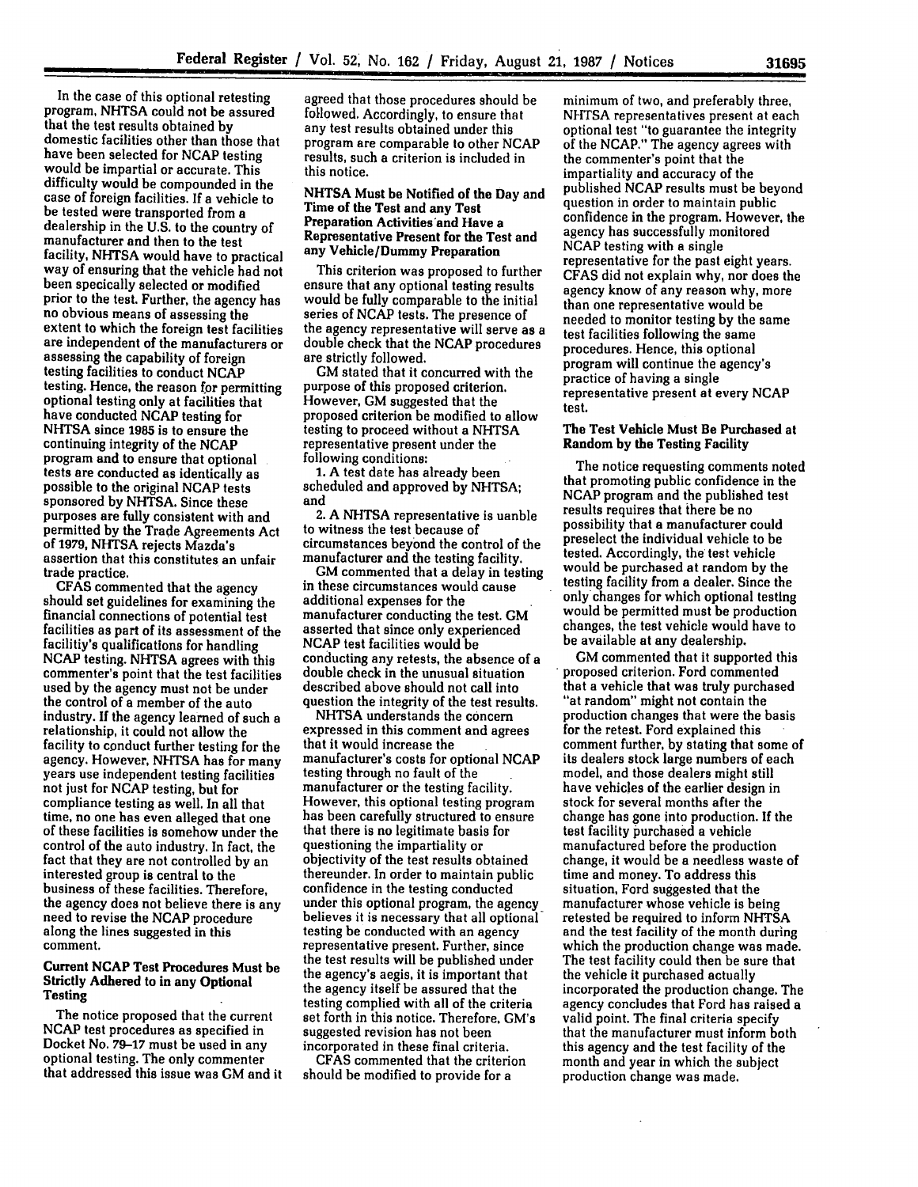In the case of this optional retesting program, NHTSA could not be assured that the test results obtained by domestic facilities other than those that have been selected for NCAP testing would be impartial or accurate. This difficulty would be compounded in the case of foreign facilities. If a vehicle to be tested were transported from a dealership in the U.S. to the country of manufacture and then to the test facility, NHTSA would have to practical way of ensuring that the vehicle had not been specically selected or modified prior to the test. Further, the agency has no obvious means of assessing the extent to which the foreign test facilities are independent of the manufacturers or assessing the capability of foreign testing facilities to conduct NCAP testing. Hence, the reason for permitting optional testing only at facilities that have conducted NCAP testing for NHTSA since 1985 is to ensure the continuing integrity of the NCAP program and to ensure that optional tests are conducted as identically as possible to the original NCAP tests sponsored by NHTSA. Since these purposes are fully consistent with and permitted by the Trade Agreements Act of 1979, NHTSA rejects Mazda's assertion that this constitutes an unfair trade practice.

CFAS commented that the agency should set guidelines for examining the financial connections of potential test facilities as part of its assessment of the facilitiy's qualifications for handling NCAP testing. NHTSA agrees with this commenter's point that the test facilities used by the agency must not be under the control of a member of the auto industry. If the agency learned of such a relationship, it could not allow the facility to conduct further testing for the agency. However, NHTSA has for many years use independent testing facilities not just for NCAP testing, but for compliance testing as well. In all that time, no one has even alleged that one of these facilities is somehow under the control of the auto industry. In fact, the fact that they are not controlled by an interested group is central to the business of these facilities. Therefore, the agency does not believe there is any need to revise the NCAP procedure along the lines suggested in this comment.

**Current NCAP Test Procedures Must be Strictly Adhered to in any Optional Testing**

The notice proposed that the current NCAP test procedures as specified in Docket No. 79-17 must be used in any optional testing. The only commenter that addressed this issue was GM and it agreed that those procedures should be followed. Accordingly, to ensure that any test results obtained under this program are comparable to other NCAP results, such a criterion is included in this notice.

**NHTSA Must be Notified of the Day and Time of the Test and any Test Preparation Activities and Have a Representative Present for the Test and any Vehicle/Dummy Preparation**

This criterion was proposed to further ensure that any optional testing results would be fully comparable to the initial series of NCAP tests. The presence of the agency representative will serve as a double check that the NCAP procedures are strictly followed.

GM stated that it concurred with the purpose of this proposed criterion. However, GM suggested that the proposed criterion be modified to allow testing to proceed without a NHTSA representative present under the following conditions:

1. A test date has already been scheduled and approved by NHTSA; and
2. A NHTSA representative is uanble to witness the test because of circumstances beyond the control of the manufacturer and the testing facility.

GM commented that a delay in testing in these circumstances would cause additional expenses for the manufacturer conducting the test. GM asserted that since only experienced NCAP test facilities would be conducting any retests, the absence of a double check in the unusual situation described above should not call into question the integrity of the test results.

NHTSA understands the concern expressed in this comment and agrees that it would increase the manufacturer's costs for optional NCAP testing through no fault of the manufacturer or the testing facility. However, this optional testing program has been carefully structured to ensure that there is no legitimate basis for questioning the impartiality or objectivity of the test results obtained thereunder. In order to maintain public confidence in the testing conducted under this optional program, the agency believes it is necessary that all optional testing be conducted with an agency representative present. Further, since the test results will be published under the agency's aegis, it is important that the agency itself be assured that the testing complied with all of the criteria set forth in this notice. Therefore, GM's suggested revision has not been incorporated in these final criteria.

CFAS commented that the criterion should be modified to provide for a minimum of two, and preferably three, NHTSA representatives present at each optional test "to guarantee the integrity of the NCAP." The agency agrees with the commenter's point that the impartiality and accuracy of the published NCAP results must be beyond question in order to maintain public confidence in the program. However, the agency has successfully monitored NCAP testing with a single representative for the past eight years. CFAS did not explain why, nor does the agency know of any reason why, more than one representative would be needed to monitor testing by the same test facilities following the same procedures. Hence, this optional program will continue the agency's practice of having a single representative present at every NCAP test.

**The Test Vehicle Must Be Purchased at Random by the Testing Facility**

The notice requesting comments noted that promoting public confidence in the NCAP program and the published test results requires that there be no possibility that a manufacturer could preselect the individual vehicle to be tested. Accordingly, the test vehicle would be purchased at random by the testing facility from a dealer. Since the only changes for which optional testing would be permitted must be production changes, the test vehicle would have to be available at any dealership.

GM commented that it supported this proposed criterion. Ford commented that a vehicle that was truly purchased "at random" might not contain the production changes that were the basis for the retest. Ford explained this comment further, by stating that some of its dealers stock large numbers of each model, and those dealers might still have vehicles of the earlier design in stock for several months after the change has gone into production. If the test facility purchased a vehicle manufactured before the production change, it would be a needless waste of time and money. To address this situation, Ford suggested that the manufacturer whose vehicle is being retested be required to inform NHTSA and the test facility of the month during which the production change was made. The test facility could then be sure that the vehicle it purchased actually incorporated the production change. The agency concludes that Ford has raised a valid point. The final criteria specify that the manufacturer must inform both this agency and the test facility of the month and year in which the subject production change was made.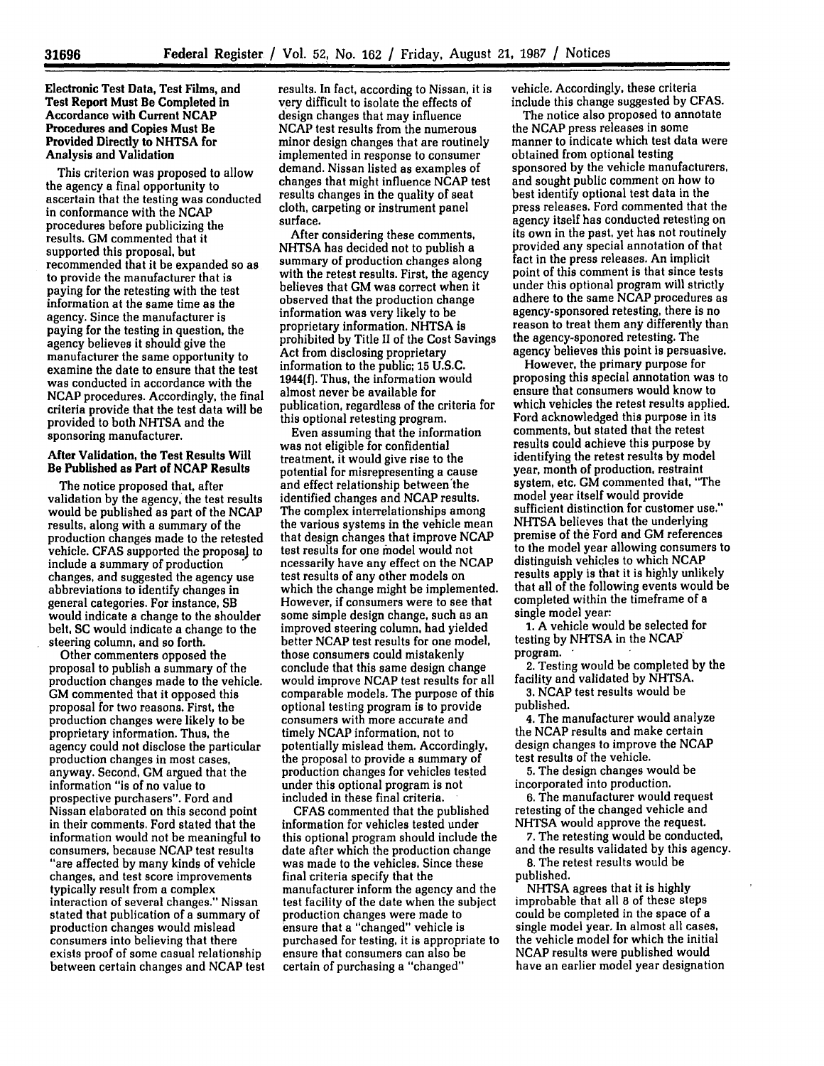**Electronic Test Data, Test Films, and Test Report Must Be Completed in Accordance with Current NCAP Procedures and Copies Must Be Provided Directly to NHTSA for Analysis and Validation**

This criterion was proposed to allow the agency a final opportunity to ascertain that the testing was conducted in conformance with the NCAP procedures before publicizing the results. GM commented that it supported this proposal, but recommended that it be expanded so as to provide the manufacturer that is paying for the retesting with the test information at the same time as the agency. Since the manufacturer is paying for the testing in question, the agency believes it should give the manufacturer the same opportunity to examine the date to ensure that the test was conducted in accordance with the NCAP procedures. Accordingly, the final criteria provide that the test data will be provided to both NHTSA and the sponsoring manufacturer.

**After Validation, the Test Results Will Be Published as Part of NCAP Results**

The notice proposed that, after validation by the agency, the test results would be published as part of the NCAP results, along with a summary of the production changes made to the retested vehicle. CFAS supported the proposal to include a summary of production changes, and suggested the agency use abbreviations to identify changes in general categories. For instance, SB would indicate a change to the shoulder belt, SC would indicate a change to the steering column, and so forth.

Other commenters opposed the proposal to publish a summary of the production changes made to the vehicle. GM commented that it opposed this proposal for two reasons. First, the production changes were likely to be proprietary information. Thus, the agency could not disclose the particular production changes in most cases, anyway. Second, GM argued that the information "is of no value to prospective purchasers". Ford and Nissan elaborated on this second point in their comments. Ford stated that the information would not be meaningful to consumers, because NCAP test results "are affected by many kinds of vehicle changes, and test score improvements typically result from a complex interaction of several changes." Nissan stated that publication of a summary of production changes would mislead consumers into believing that there exists proof of some casual relationship between certain changes and NCAP test results. In fact, according to Nissan, it is very difficult to isolate the effects of design changes that may influence NCAP test results from the numerous minor design changes that are routinely implemented in response to consumer demand. Nissan listed as examples of changes that might influence NCAP test results changes in the quality of seat cloth, carpeting or instrument panel surface.

After considering these comments, NHTSA has decided not to publish a summary of production changes along with the retest results. First, the agency believes that GM was correct when it observed that the production change information was very likely to be proprietary information. NHTSA is prohibited by Title II of the Cost Savings Act from disclosing proprietary information to the public; 15 U.S.C. 1944(f). Thus, the information would almost never be available for publication, regardless of the criteria for this optional retesting program.

Even assuming that the information was not eligible for confidential treatment, it would give rise to the potential for misrepresenting a cause and effect relationship between the identified changes and NCAP results. The complex interrelationships among the various systems in the vehicle mean that design changes that improve NCAP test results for one model would not ncessarily have any effect on the NCAP test results of any other models on which the change might be implemented. However, if consumers were to see that some simple design change, such as an improved steering column, had yielded better NCAP test results for one model, those consumers could mistakenly conclude that this same design change would improve NCAP test results for all comparable models. The purpose of this optional testing program is to provide consumers with more accurate and timely NCAP information, not to potentially mislead them. Accordingly, the proposal to provide a summary of production changes for vehicles tested under this optional program is not included in these final criteria.

CFAS commented that the published information for vehicles tested under this optional program should include the date after which the production change was made to the vehicles. Since these final criteria specify that the manufacturer inform the agency and the test facility of the date when the subject production changes were made to ensure that a "changed" vehicle is purchased for testing, it is appropriate to ensure that consumers can also be certain of purchasing a "changed" vehicle. Accordingly, these criteria include this change suggested by CFAS.

The notice also proposed to annotate the NCAP press releases in some manner to indicate which test data were obtained from optional testing sponsored by the vehicle manufacturers, and sought public comment on how to best identify optional test data in the press releases. Ford commented that the agency itself has conducted retesting on its own in the past, yet has not routinely provided any special annotation of that fact in the press releases. An implicit point of this comment is that since tests under this optional program will strictly adhere to the same NCAP procedures as agency-sponsored retesting, there is no reason to treat them any differently than the agency-sponored retesting. The agency believes this point is persuasive.

However, the primary purpose for proposing this special annotation was to ensure that consumers would know to which vehicles the retest results applied. Ford acknowledged this purpose in its comments, but stated that the retest results could achieve this purpose by identifying the retest results by model year, month of production, restraint system, etc. GM commented that, "The model year itself would provide sufficient distinction for customer use." NHTSA believes that the underlying premise of the Ford and GM references to the model year allowing consumers to distinguish vehicles to which NCAP results apply is that it is highly unlikely that all of the following events would be completed within the timeframe of a single model year:

1. A vehicle would be selected for testing by NHTSA in the NCAP program.
2. Testing would be completed by the facility and validated by NHTSA.
3. NCAP test results would be published.
4. The manufacturer would analyze the NCAP results and make certain design changes to improve the NCAP test results of the vehicle.
5. The design changes would be incorporated into production.
6. The manufacturer would request retesting of the changed vehicle and NHTSA would approve the request.
7. The retesting would be conducted, and the results validated by this agency.
8. The retest results would be published.

NHTSA agrees that it is highly improbable that all 8 of these steps could be completed in the space of a single model year. In almost all cases, the vehicle model for which the initial NCAP results were published would have an earlier model year designation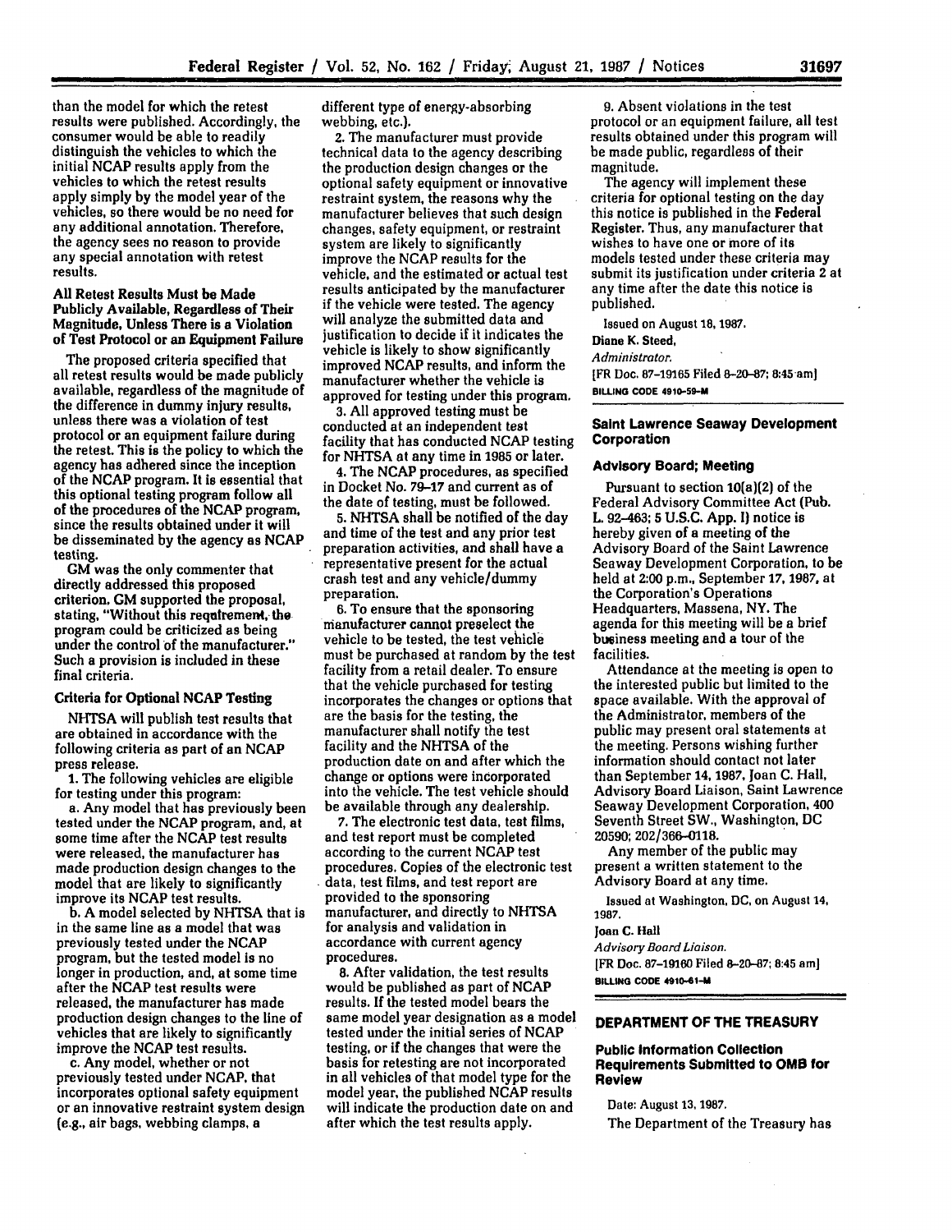than the model for which the retest results were published. Accordingly, the consumer would be able to readily distinguish the vehicles to which the initial NCAP results apply from the vehicles to which the retest results apply simply by the model year of the vehicles, so there would be no need for any additional annotation. Therefore, the agency sees no reason to provide any special annotation with retest results.

### All Retest Results Must be Made Publicly Available, Regardless of Their Magnitude, Unless There is a Violation of Test Protocol or an Equipment Failure

The proposed criteria specified that all retest results would be made publicly available, regardless of the magnitude of the difference in dummy injury results, unless there was a violation of test protocol or an equipment failure during the retest. This is the policy to which the agency has adhered since the inception of the NCAP program. It is essential that this optional testing program follow all of the procedures of the NCAP program, since the results obtained under it will be disseminated by the agency as NCAP testing.

GM was the only commenter that directly addressed this proposed criterion. GM supported the proposal, stating, "Without this requirement, the program could be criticized as being under the control of the manufacturer." Such a provision is included in these final criteria.

### Criteria for Optional NCAP Testing

NHTSA will publish test results that are obtained in accordance with the following criteria as part of an NCAP press release.

1. The following vehicles are eligible for testing under this program:

a. Any model that has previously been tested under the NCAP program, and, at some time after the NCAP test results were released, the manufacturer has made production design changes to the model that are likely to significantly improve its NCAP test results.

b. A model selected by NHTSA that is in the same line as a model that was previously tested under the NCAP program, but the tested model is no longer in production, and, at some time after the NCAP test results were released, the manufacturer has made production design changes to the line of vehicles that are likely to significantly improve the NCAP test results.

c. Any model, whether or not previously tested under NCAP, that incorporates optional safety equipment or an innovative restraint system design (e.g., air bags, webbing clamps, a different type of energy-absorbing webbing, etc.).

2. The manufacturer must provide technical data to the agency describing the production design changes or the optional safety equipment or innovative restraint system, the reasons why the manufacturer believes that such design changes, safety equipment, or restraint system are likely to significantly improve the NCAP results for the vehicle, and the estimated or actual test results anticipated by the manufacturer if the vehicle were tested. The agency will analyze the submitted data and justification to decide if it indicates the vehicle is likely to show significantly improved NCAP results, and inform the manufacturer whether the vehicle is approved for testing under this program.

3. All approved testing must be conducted at an independent test facility that has conducted NCAP testing for NHTSA at any time in 1985 or later.

4. The NCAP procedures, as specified in Docket No. 79-17 and current as of the date of testing, must be followed.

5. NHTSA shall be notified of the day and time of the test and any prior test preparation activities, and shall have a representative present for the actual crash test and any vehicle/dummy preparation.

6. To ensure that the sponsoring manufacturer cannot preselect the vehicle to be tested, the test vehicle must be purchased at random by the test facility from a retail dealer. To ensure that the vehicle purchased for testing incorporates the changes or options that are the basis for the testing, the manufacturer shall notify the test facility and the NHTSA of the production date on and after which the change or options were incorporated into the vehicle. The test vehicle should be available through any dealership.

7. The electronic test data, test films, and test report must be completed according to the current NCAP test procedures. Copies of the electronic test data, test films, and test report are provided to the sponsoring manufacturer, and directly to NHTSA for analysis and validation in accordance with current agency procedures.

8. After validation, the test results would be published as part of NCAP results. If the tested model bears the same model year designation as a model tested under the initial series of NCAP testing, or if the changes that were the basis for retesting are not incorporated in all vehicles of that model type for the model year, the published NCAP results will indicate the production date on and after which the test results apply.

9. Absent violations in the test protocol or an equipment failure, all test results obtained under this program will be made public, regardless of their magnitude.

The agency will implement these criteria for optional testing on the day this notice is published in the Federal Register. Thus, any manufacturer that wishes to have one or more of its models tested under these criteria may submit its justification under criteria 2 at any time after the date this notice is published.

Issued on August 18, 1987.

Diane K. Steed,

*Administrator.*

[FR Doc. 87-19165 Filed 8-20-87; 8:45 am]

BILLING CODE 4910-59-M

## Saint Lawrence Seaway Development Corporation

### Advisory Board; Meeting

Pursuant to section 10(a)(2) of the Federal Advisory Committee Act (Pub. L. 92-463; 5 U.S.C. App. I) notice is hereby given of a meeting of the Advisory Board of the Saint Lawrence Seaway Development Corporation, to be held at 2:00 p.m., September 17, 1987, at the Corporation's Operations Headquarters, Massena, NY. The agenda for this meeting will be a brief business meeting and a tour of the facilities.

Attendance at the meeting is open to the interested public but limited to the space available. With the approval of the Administrator, members of the public may present oral statements at the meeting. Persons wishing further information should contact not later than September 14, 1987, Joan C. Hall, Advisory Board Liaison, Saint Lawrence Seaway Development Corporation, 400 Seventh Street SW., Washington, DC 20590; 202/366-0118.

Any member of the public may present a written statement to the Advisory Board at any time.

Issued at Washington, DC, on August 14, 1987.

Joan C. Hall

*Advisory Board Liaison.*

[FR Doc. 87-19160 Filed 8-20-87; 8:45 am]

BILLING CODE 4910-61-M

## DEPARTMENT OF THE TREASURY

### Public Information Collection Requirements Submitted to OMB for Review

Date: August 13, 1987.

The Department of the Treasury has